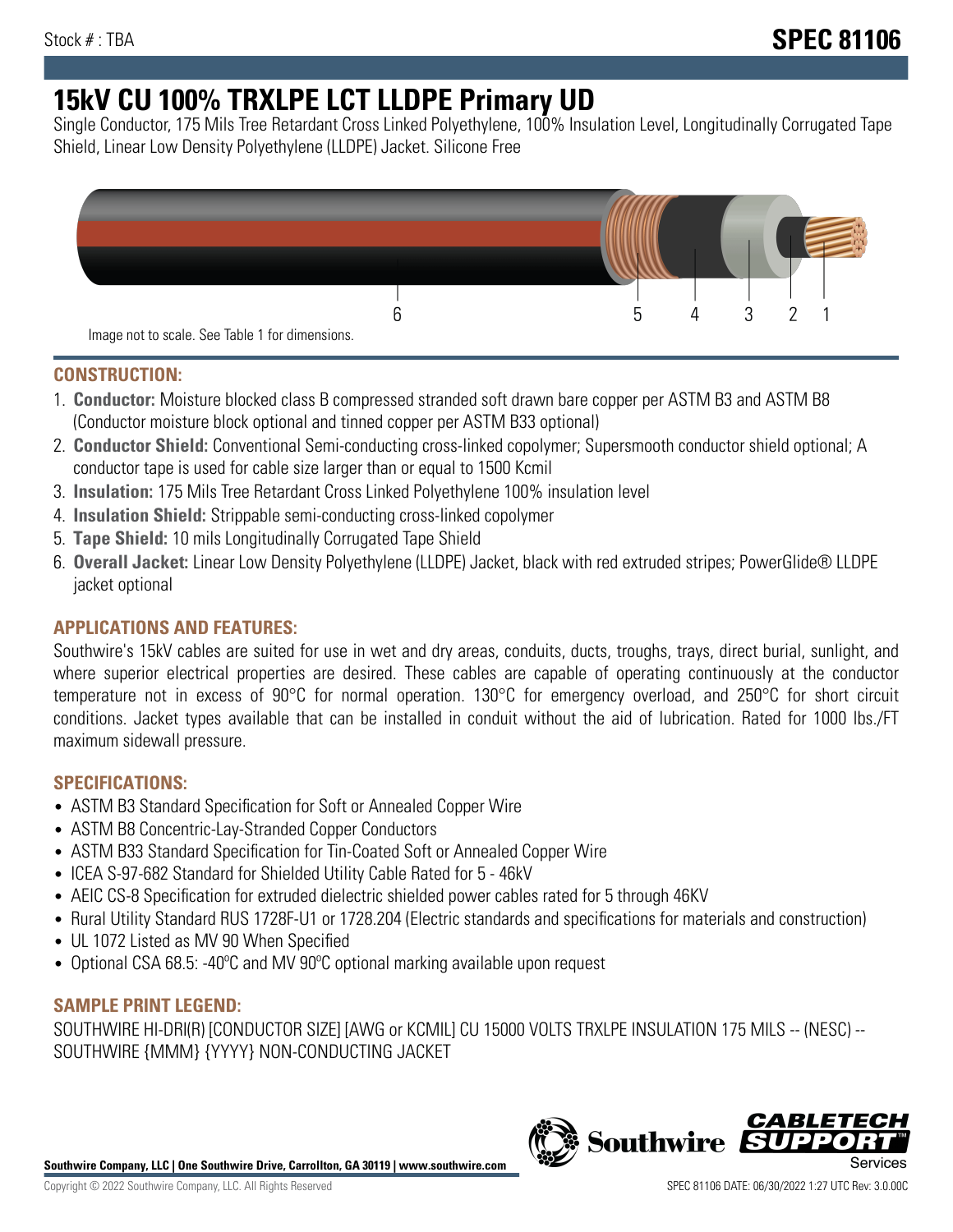Stock # : TBA

# SPEC 81106

# 15kV CU 100% TRXLPE LCT LLDPE Primary UD

Single Conductor, 175 Mils Tree Retardant Cross Linked Polyethylene, 100% Insulation Level, Longitudinally Corrugated Tape Shield, Linear Low Density Polyethylene (LLDPE) Jacket. Silicone Free

6 5 4 3 2 1

Image not to scale. See Table 1 for dimensions.

## CONSTRUCTION:

1. **Conductor:** Moisture blocked class B compressed stranded soft drawn bare copper per ASTM B3 and ASTM B8 (Conductor moisture block optional and tinned copper per ASTM B33 optional)
2. **Conductor Shield:** Conventional Semi-conducting cross-linked copolymer; Supersmooth conductor shield optional; A conductor tape is used for cable size larger than or equal to 1500 Kcmil
3. **Insulation:** 175 Mils Tree Retardant Cross Linked Polyethylene 100% insulation level
4. **Insulation Shield:** Strippable semi-conducting cross-linked copolymer
5. **Tape Shield:** 10 mils Longitudinally Corrugated Tape Shield
6. **Overall Jacket:** Linear Low Density Polyethylene (LLDPE) Jacket, black with red extruded stripes; PowerGlide® LLDPE jacket optional

## APPLICATIONS AND FEATURES:

Southwire's 15kV cables are suited for use in wet and dry areas, conduits, ducts, troughs, trays, direct burial, sunlight, and where superior electrical properties are desired. These cables are capable of operating continuously at the conductor temperature not in excess of 90°C for normal operation. 130°C for emergency overload, and 250°C for short circuit conditions. Jacket types available that can be installed in conduit without the aid of lubrication. Rated for 1000 lbs./FT maximum sidewall pressure.

## SPECIFICATIONS:

- ASTM B3 Standard Specification for Soft or Annealed Copper Wire
- ASTM B8 Concentric-Lay-Stranded Copper Conductors
- ASTM B33 Standard Specification for Tin-Coated Soft or Annealed Copper Wire
- ICEA S-97-682 Standard for Shielded Utility Cable Rated for 5 - 46kV
- AEIC CS-8 Specification for extruded dielectric shielded power cables rated for 5 through 46KV
- Rural Utility Standard RUS 1728F-U1 or 1728.204 (Electric standards and specifications for materials and construction)
- UL 1072 Listed as MV 90 When Specified
- Optional CSA 68.5: -40ºC and MV 90ºC optional marking available upon request

## SAMPLE PRINT LEGEND:

SOUTHWIRE HI-DRI(R) [CONDUCTOR SIZE] [AWG or KCMIL] CU 15000 VOLTS TRXLPE INSULATION 175 MILS -- (NESC) -- SOUTHWIRE {MMM} {YYYY} NON-CONDUCTING JACKET

**Southwire Company, LLC | One Southwire Drive, Carrollton, GA 30119 | www.southwire.com**

Copyright © 2022 Southwire Company, LLC. All Rights Reserved

SPEC 81106 DATE: 06/30/2022 1:27 UTC Rev: 3.0.00C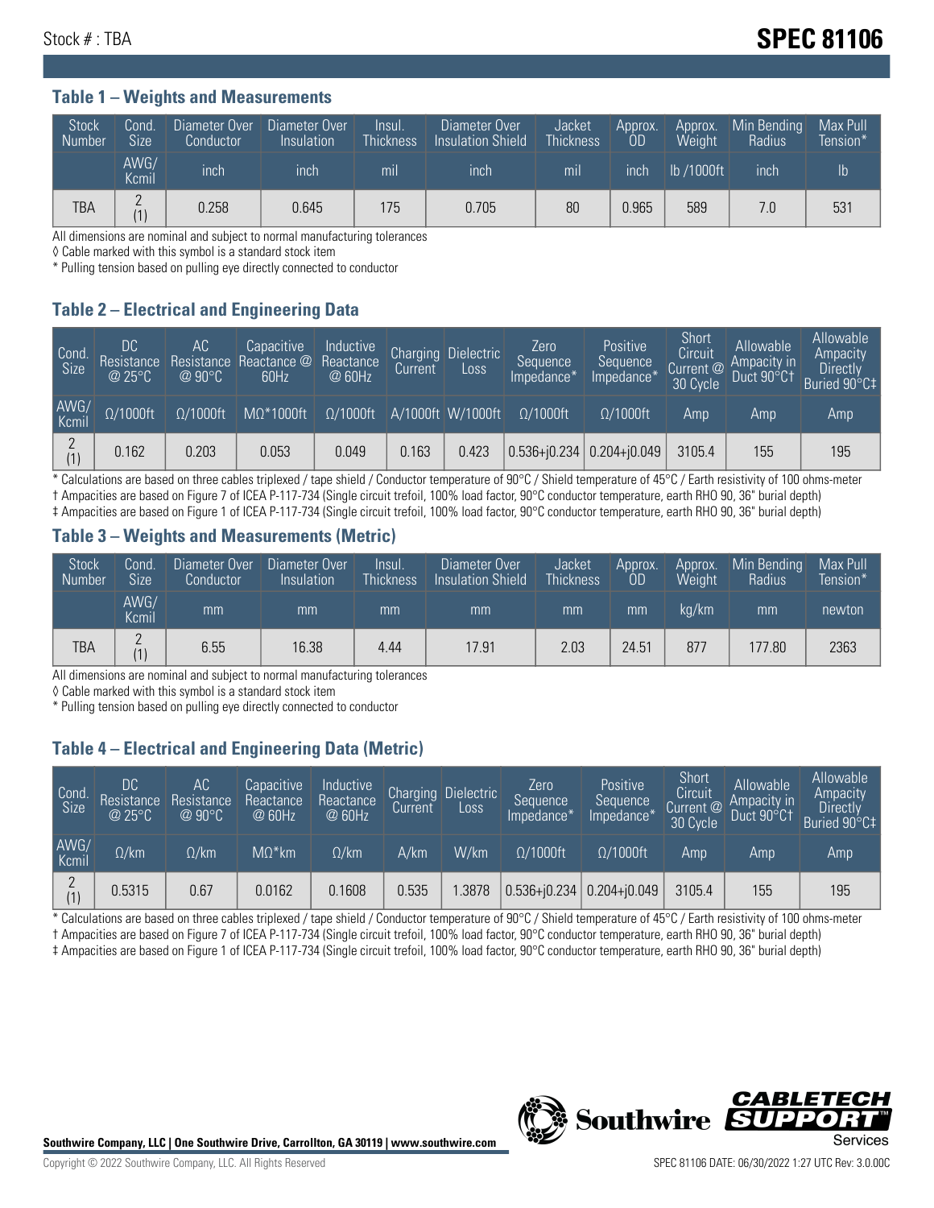Stock # : TBA

# SPEC 81106

## Table 1 – Weights and Measurements

| Stock Number | Cond. Size | Diameter Over Conductor | Diameter Over Insulation | Insul. Thickness | Diameter Over Insulation Shield | Jacket Thickness | Approx. OD | Approx. Weight | Min Bending Radius | Max Pull Tension* |
|---|---|---|---|---|---|---|---|---|---|---|
| | AWG/ Kcmil | inch | inch | mil | inch | mil | inch | lb /1000ft | inch | lb |
| TBA | 2 (1) | 0.258 | 0.645 | 175 | 0.705 | 80 | 0.965 | 589 | 7.0 | 531 |

All dimensions are nominal and subject to normal manufacturing tolerances

◊ Cable marked with this symbol is a standard stock item

* Pulling tension based on pulling eye directly connected to conductor

## Table 2 – Electrical and Engineering Data

| Cond. Size | DC Resistance @ 25°C | AC Resistance @ 90°C | Capacitive Reactance @ 60Hz | Inductive Reactance @ 60Hz | Charging Current | Dielectric Loss | Zero Sequence Impedance* | Positive Sequence Impedance* | Short Circuit Current @ 30 Cycle | Allowable Ampacity in Duct 90°C† | Allowable Ampacity Directly Buried 90°C‡ |
|---|---|---|---|---|---|---|---|---|---|---|---|
| AWG/ Kcmil | Ω/1000ft | Ω/1000ft | MΩ*1000ft | Ω/1000ft | A/1000ft | W/1000ft | Ω/1000ft | Ω/1000ft | Amp | Amp | Amp |
| 2 (1) | 0.162 | 0.203 | 0.053 | 0.049 | 0.163 | 0.423 | 0.536+j0.234 | 0.204+j0.049 | 3105.4 | 155 | 195 |

* Calculations are based on three cables triplexed / tape shield / Conductor temperature of 90°C / Shield temperature of 45°C / Earth resistivity of 100 ohms-meter

† Ampacities are based on Figure 7 of ICEA P-117-734 (Single circuit trefoil, 100% load factor, 90°C conductor temperature, earth RHO 90, 36" burial depth)

‡ Ampacities are based on Figure 1 of ICEA P-117-734 (Single circuit trefoil, 100% load factor, 90°C conductor temperature, earth RHO 90, 36" burial depth)

## Table 3 – Weights and Measurements (Metric)

| Stock Number | Cond. Size | Diameter Over Conductor | Diameter Over Insulation | Insul. Thickness | Diameter Over Insulation Shield | Jacket Thickness | Approx. OD | Approx. Weight | Min Bending Radius | Max Pull Tension* |
|---|---|---|---|---|---|---|---|---|---|---|
| | AWG/ Kcmil | mm | mm | mm | mm | mm | mm | kg/km | mm | newton |
| TBA | 2 (1) | 6.55 | 16.38 | 4.44 | 17.91 | 2.03 | 24.51 | 877 | 177.80 | 2363 |

All dimensions are nominal and subject to normal manufacturing tolerances

◊ Cable marked with this symbol is a standard stock item

* Pulling tension based on pulling eye directly connected to conductor

## Table 4 – Electrical and Engineering Data (Metric)

| Cond. Size | DC Resistance @ 25°C | AC Resistance @ 90°C | Capacitive Reactance @ 60Hz | Inductive Reactance @ 60Hz | Charging Current | Dielectric Loss | Zero Sequence Impedance* | Positive Sequence Impedance* | Short Circuit Current @ 30 Cycle | Allowable Ampacity in Duct 90°C† | Allowable Ampacity Directly Buried 90°C‡ |
|---|---|---|---|---|---|---|---|---|---|---|---|
| AWG/ Kcmil | Ω/km | Ω/km | MΩ*km | Ω/km | A/km | W/km | Ω/1000ft | Ω/1000ft | Amp | Amp | Amp |
| 2 (1) | 0.5315 | 0.67 | 0.0162 | 0.1608 | 0.535 | 1.3878 | 0.536+j0.234 | 0.204+j0.049 | 3105.4 | 155 | 195 |

* Calculations are based on three cables triplexed / tape shield / Conductor temperature of 90°C / Shield temperature of 45°C / Earth resistivity of 100 ohms-meter

† Ampacities are based on Figure 7 of ICEA P-117-734 (Single circuit trefoil, 100% load factor, 90°C conductor temperature, earth RHO 90, 36" burial depth)

‡ Ampacities are based on Figure 1 of ICEA P-117-734 (Single circuit trefoil, 100% load factor, 90°C conductor temperature, earth RHO 90, 36" burial depth)

**Southwire Company, LLC | One Southwire Drive, Carrollton, GA 30119 | www.southwire.com**

Copyright © 2022 Southwire Company, LLC. All Rights Reserved

SPEC 81106 DATE: 06/30/2022 1:27 UTC Rev: 3.0.00C